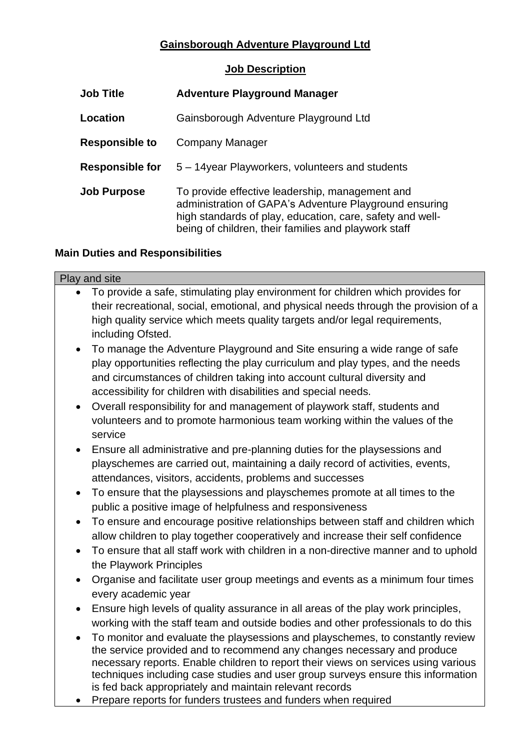# Gainsborough Adventure Playground Ltd

## Job Description

| | |
|---|---|
| **Job Title** | **Adventure Playground Manager** |
| **Location** | Gainsborough Adventure Playground Ltd |
| **Responsible to** | Company Manager |
| **Responsible for** | 5 – 14year Playworkers, volunteers and students |
| **Job Purpose** | To provide effective leadership, management and administration of GAPA's Adventure Playground ensuring high standards of play, education, care, safety and well-being of children, their families and playwork staff |

### Main Duties and Responsibilities

**Play and site**

- To provide a safe, stimulating play environment for children which provides for their recreational, social, emotional, and physical needs through the provision of a high quality service which meets quality targets and/or legal requirements, including Ofsted.
- To manage the Adventure Playground and Site ensuring a wide range of safe play opportunities reflecting the play curriculum and play types, and the needs and circumstances of children taking into account cultural diversity and accessibility for children with disabilities and special needs.
- Overall responsibility for and management of playwork staff, students and volunteers and to promote harmonious team working within the values of the service
- Ensure all administrative and pre-planning duties for the playsessions and playschemes are carried out, maintaining a daily record of activities, events, attendances, visitors, accidents, problems and successes
- To ensure that the playsessions and playschemes promote at all times to the public a positive image of helpfulness and responsiveness
- To ensure and encourage positive relationships between staff and children which allow children to play together cooperatively and increase their self confidence
- To ensure that all staff work with children in a non-directive manner and to uphold the Playwork Principles
- Organise and facilitate user group meetings and events as a minimum four times every academic year
- Ensure high levels of quality assurance in all areas of the play work principles, working with the staff team and outside bodies and other professionals to do this
- To monitor and evaluate the playsessions and playschemes, to constantly review the service provided and to recommend any changes necessary and produce necessary reports. Enable children to report their views on services using various techniques including case studies and user group surveys ensure this information is fed back appropriately and maintain relevant records
- Prepare reports for funders trustees and funders when required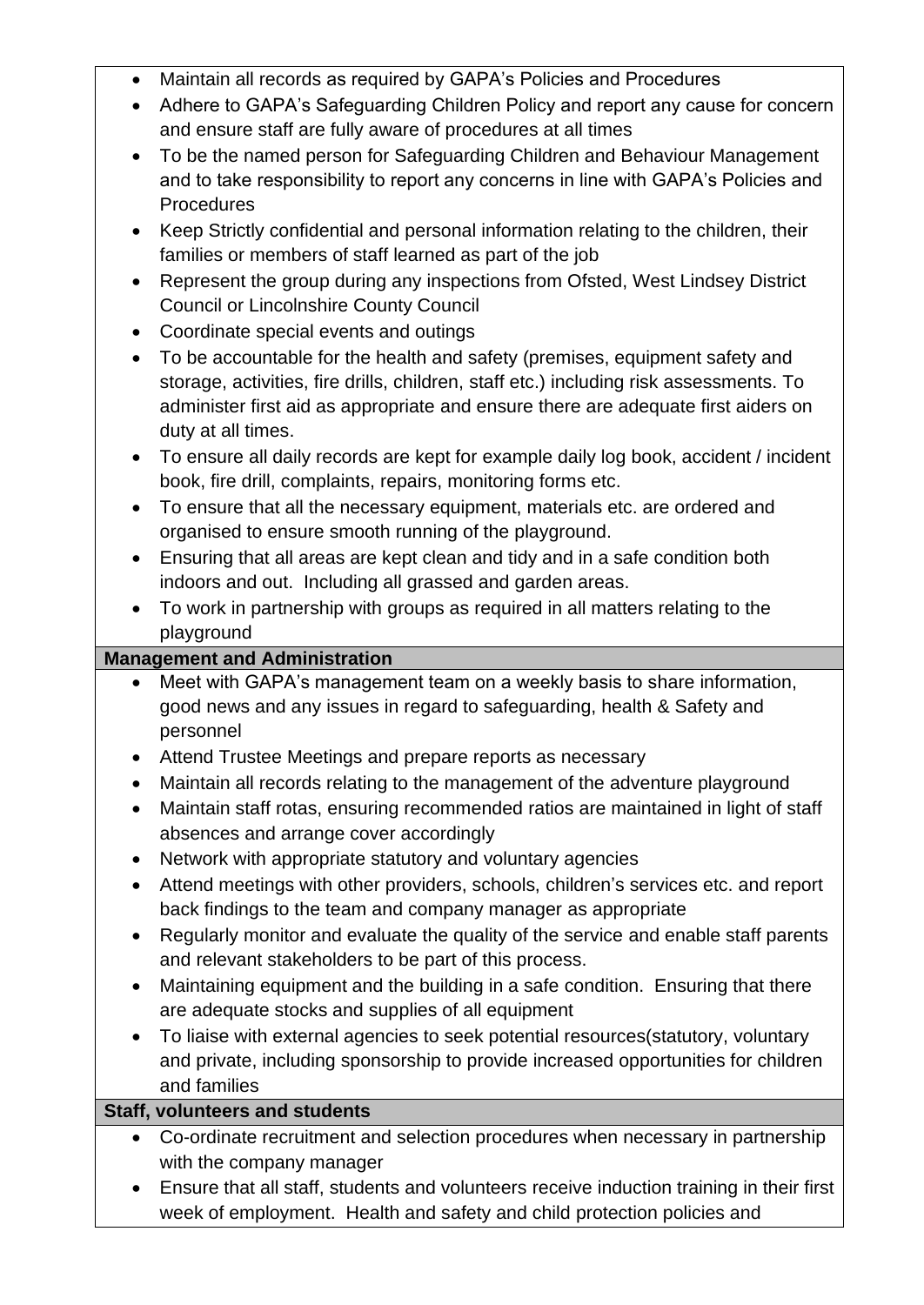- Maintain all records as required by GAPA's Policies and Procedures
- Adhere to GAPA's Safeguarding Children Policy and report any cause for concern and ensure staff are fully aware of procedures at all times
- To be the named person for Safeguarding Children and Behaviour Management and to take responsibility to report any concerns in line with GAPA's Policies and Procedures
- Keep Strictly confidential and personal information relating to the children, their families or members of staff learned as part of the job
- Represent the group during any inspections from Ofsted, West Lindsey District Council or Lincolnshire County Council
- Coordinate special events and outings
- To be accountable for the health and safety (premises, equipment safety and storage, activities, fire drills, children, staff etc.) including risk assessments. To administer first aid as appropriate and ensure there are adequate first aiders on duty at all times.
- To ensure all daily records are kept for example daily log book, accident / incident book, fire drill, complaints, repairs, monitoring forms etc.
- To ensure that all the necessary equipment, materials etc. are ordered and organised to ensure smooth running of the playground.
- Ensuring that all areas are kept clean and tidy and in a safe condition both indoors and out. Including all grassed and garden areas.
- To work in partnership with groups as required in all matters relating to the playground

**Management and Administration**

- Meet with GAPA's management team on a weekly basis to share information, good news and any issues in regard to safeguarding, health & Safety and personnel
- Attend Trustee Meetings and prepare reports as necessary
- Maintain all records relating to the management of the adventure playground
- Maintain staff rotas, ensuring recommended ratios are maintained in light of staff absences and arrange cover accordingly
- Network with appropriate statutory and voluntary agencies
- Attend meetings with other providers, schools, children's services etc. and report back findings to the team and company manager as appropriate
- Regularly monitor and evaluate the quality of the service and enable staff parents and relevant stakeholders to be part of this process.
- Maintaining equipment and the building in a safe condition. Ensuring that there are adequate stocks and supplies of all equipment
- To liaise with external agencies to seek potential resources(statutory, voluntary and private, including sponsorship to provide increased opportunities for children and families

**Staff, volunteers and students**

- Co-ordinate recruitment and selection procedures when necessary in partnership with the company manager
- Ensure that all staff, students and volunteers receive induction training in their first week of employment. Health and safety and child protection policies and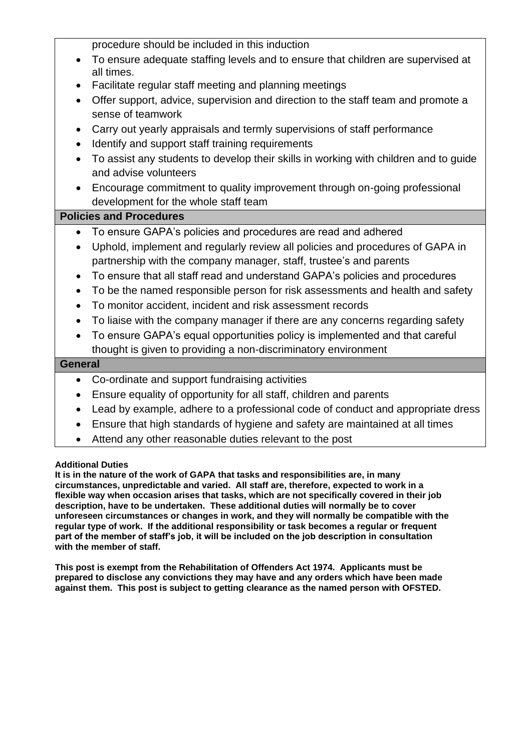procedure should be included in this induction

- To ensure adequate staffing levels and to ensure that children are supervised at all times.
- Facilitate regular staff meeting and planning meetings
- Offer support, advice, supervision and direction to the staff team and promote a sense of teamwork
- Carry out yearly appraisals and termly supervisions of staff performance
- Identify and support staff training requirements
- To assist any students to develop their skills in working with children and to guide and advise volunteers
- Encourage commitment to quality improvement through on-going professional development for the whole staff team

**Policies and Procedures**

- To ensure GAPA's policies and procedures are read and adhered
- Uphold, implement and regularly review all policies and procedures of GAPA in partnership with the company manager, staff, trustee's and parents
- To ensure that all staff read and understand GAPA's policies and procedures
- To be the named responsible person for risk assessments and health and safety
- To monitor accident, incident and risk assessment records
- To liaise with the company manager if there are any concerns regarding safety
- To ensure GAPA's equal opportunities policy is implemented and that careful thought is given to providing a non-discriminatory environment

**General**

- Co-ordinate and support fundraising activities
- Ensure equality of opportunity for all staff, children and parents
- Lead by example, adhere to a professional code of conduct and appropriate dress
- Ensure that high standards of hygiene and safety are maintained at all times
- Attend any other reasonable duties relevant to the post

**Additional Duties**

**It is in the nature of the work of GAPA that tasks and responsibilities are, in many circumstances, unpredictable and varied. All staff are, therefore, expected to work in a flexible way when occasion arises that tasks, which are not specifically covered in their job description, have to be undertaken. These additional duties will normally be to cover unforeseen circumstances or changes in work, and they will normally be compatible with the regular type of work. If the additional responsibility or task becomes a regular or frequent part of the member of staff's job, it will be included on the job description in consultation with the member of staff.**

**This post is exempt from the Rehabilitation of Offenders Act 1974. Applicants must be prepared to disclose any convictions they may have and any orders which have been made against them. This post is subject to getting clearance as the named person with OFSTED.**